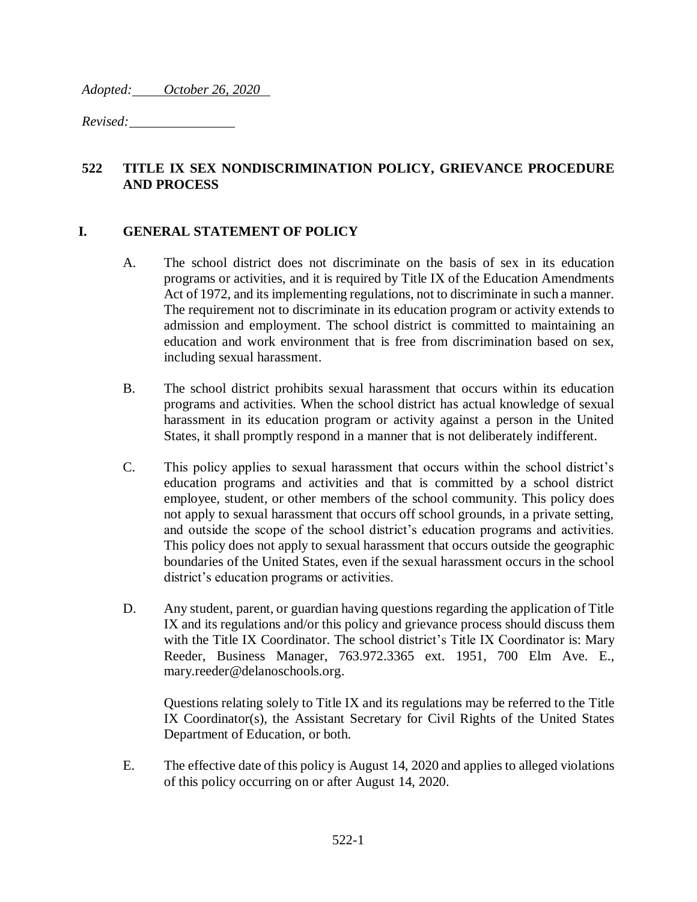*Adopted: October 26, 2020*

*Revised:*

# 522 TITLE IX SEX NONDISCRIMINATION POLICY, GRIEVANCE PROCEDURE AND PROCESS

## I. GENERAL STATEMENT OF POLICY

A. The school district does not discriminate on the basis of sex in its education programs or activities, and it is required by Title IX of the Education Amendments Act of 1972, and its implementing regulations, not to discriminate in such a manner. The requirement not to discriminate in its education program or activity extends to admission and employment. The school district is committed to maintaining an education and work environment that is free from discrimination based on sex, including sexual harassment.

B. The school district prohibits sexual harassment that occurs within its education programs and activities. When the school district has actual knowledge of sexual harassment in its education program or activity against a person in the United States, it shall promptly respond in a manner that is not deliberately indifferent.

C. This policy applies to sexual harassment that occurs within the school district's education programs and activities and that is committed by a school district employee, student, or other members of the school community. This policy does not apply to sexual harassment that occurs off school grounds, in a private setting, and outside the scope of the school district's education programs and activities. This policy does not apply to sexual harassment that occurs outside the geographic boundaries of the United States, even if the sexual harassment occurs in the school district's education programs or activities.

D. Any student, parent, or guardian having questions regarding the application of Title IX and its regulations and/or this policy and grievance process should discuss them with the Title IX Coordinator. The school district's Title IX Coordinator is: Mary Reeder, Business Manager, 763.972.3365 ext. 1951, 700 Elm Ave. E., mary.reeder@delanoschools.org.

   Questions relating solely to Title IX and its regulations may be referred to the Title IX Coordinator(s), the Assistant Secretary for Civil Rights of the United States Department of Education, or both.

E. The effective date of this policy is August 14, 2020 and applies to alleged violations of this policy occurring on or after August 14, 2020.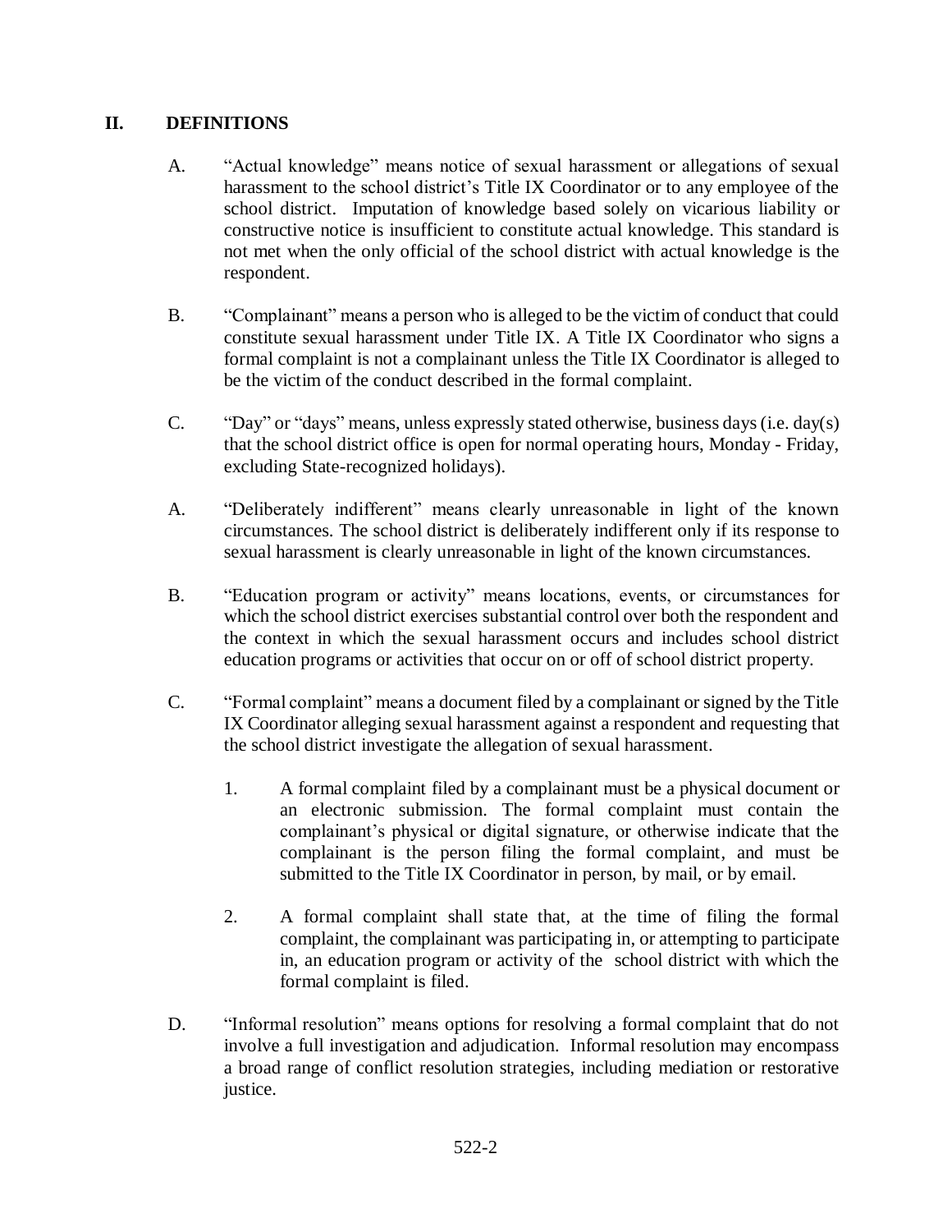## II. DEFINITIONS

A. "Actual knowledge" means notice of sexual harassment or allegations of sexual harassment to the school district's Title IX Coordinator or to any employee of the school district. Imputation of knowledge based solely on vicarious liability or constructive notice is insufficient to constitute actual knowledge. This standard is not met when the only official of the school district with actual knowledge is the respondent.

B. "Complainant" means a person who is alleged to be the victim of conduct that could constitute sexual harassment under Title IX. A Title IX Coordinator who signs a formal complaint is not a complainant unless the Title IX Coordinator is alleged to be the victim of the conduct described in the formal complaint.

C. "Day" or "days" means, unless expressly stated otherwise, business days (i.e. day(s) that the school district office is open for normal operating hours, Monday - Friday, excluding State-recognized holidays).

A. "Deliberately indifferent" means clearly unreasonable in light of the known circumstances. The school district is deliberately indifferent only if its response to sexual harassment is clearly unreasonable in light of the known circumstances.

B. "Education program or activity" means locations, events, or circumstances for which the school district exercises substantial control over both the respondent and the context in which the sexual harassment occurs and includes school district education programs or activities that occur on or off of school district property.

C. "Formal complaint" means a document filed by a complainant or signed by the Title IX Coordinator alleging sexual harassment against a respondent and requesting that the school district investigate the allegation of sexual harassment.

   1. A formal complaint filed by a complainant must be a physical document or an electronic submission. The formal complaint must contain the complainant's physical or digital signature, or otherwise indicate that the complainant is the person filing the formal complaint, and must be submitted to the Title IX Coordinator in person, by mail, or by email.

   2. A formal complaint shall state that, at the time of filing the formal complaint, the complainant was participating in, or attempting to participate in, an education program or activity of the school district with which the formal complaint is filed.

D. "Informal resolution" means options for resolving a formal complaint that do not involve a full investigation and adjudication. Informal resolution may encompass a broad range of conflict resolution strategies, including mediation or restorative justice.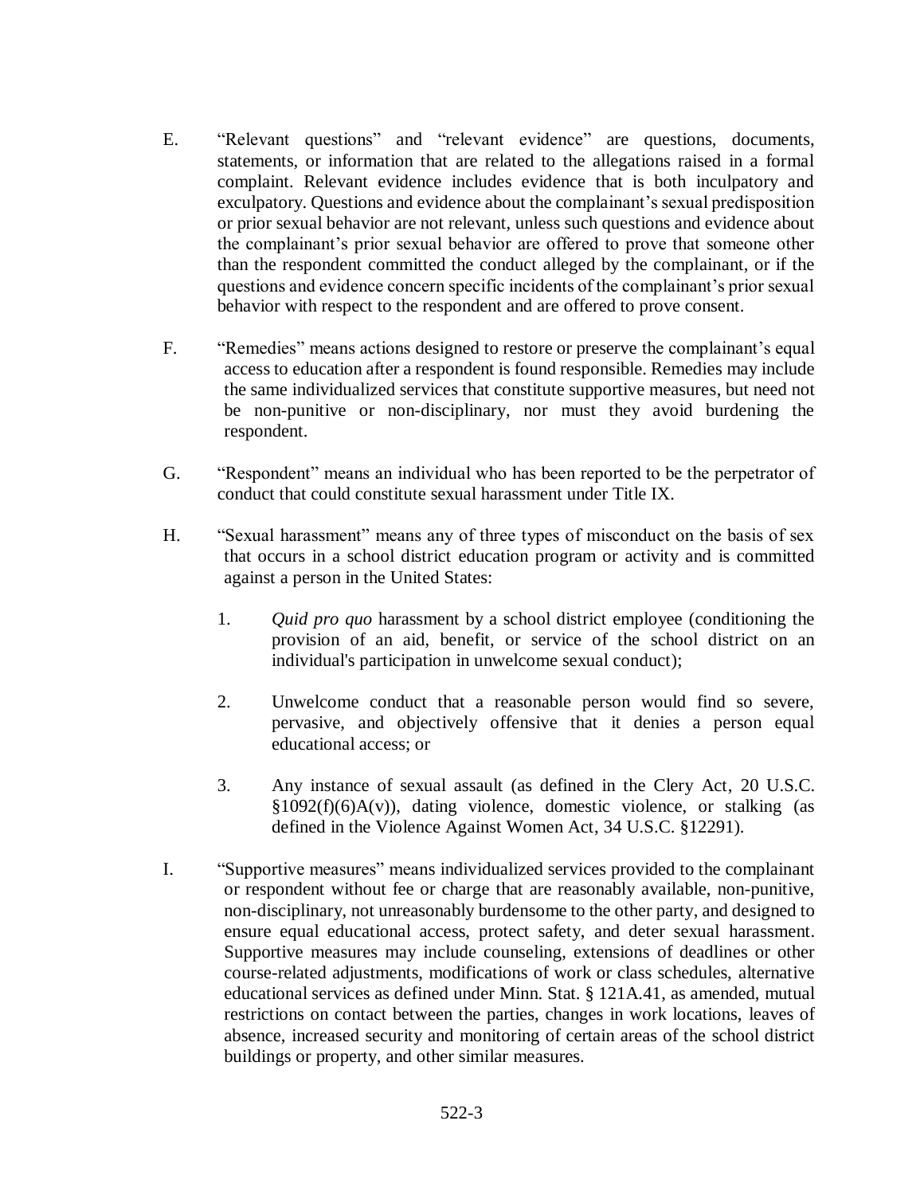E. "Relevant questions" and "relevant evidence" are questions, documents, statements, or information that are related to the allegations raised in a formal complaint. Relevant evidence includes evidence that is both inculpatory and exculpatory. Questions and evidence about the complainant's sexual predisposition or prior sexual behavior are not relevant, unless such questions and evidence about the complainant's prior sexual behavior are offered to prove that someone other than the respondent committed the conduct alleged by the complainant, or if the questions and evidence concern specific incidents of the complainant's prior sexual behavior with respect to the respondent and are offered to prove consent.

F. "Remedies" means actions designed to restore or preserve the complainant's equal access to education after a respondent is found responsible. Remedies may include the same individualized services that constitute supportive measures, but need not be non-punitive or non-disciplinary, nor must they avoid burdening the respondent.

G. "Respondent" means an individual who has been reported to be the perpetrator of conduct that could constitute sexual harassment under Title IX.

H. "Sexual harassment" means any of three types of misconduct on the basis of sex that occurs in a school district education program or activity and is committed against a person in the United States:

   1. *Quid pro quo* harassment by a school district employee (conditioning the provision of an aid, benefit, or service of the school district on an individual's participation in unwelcome sexual conduct);

   2. Unwelcome conduct that a reasonable person would find so severe, pervasive, and objectively offensive that it denies a person equal educational access; or

   3. Any instance of sexual assault (as defined in the Clery Act, 20 U.S.C. §1092(f)(6)A(v)), dating violence, domestic violence, or stalking (as defined in the Violence Against Women Act, 34 U.S.C. §12291).

I. "Supportive measures" means individualized services provided to the complainant or respondent without fee or charge that are reasonably available, non-punitive, non-disciplinary, not unreasonably burdensome to the other party, and designed to ensure equal educational access, protect safety, and deter sexual harassment. Supportive measures may include counseling, extensions of deadlines or other course-related adjustments, modifications of work or class schedules, alternative educational services as defined under Minn. Stat. § 121A.41, as amended, mutual restrictions on contact between the parties, changes in work locations, leaves of absence, increased security and monitoring of certain areas of the school district buildings or property, and other similar measures.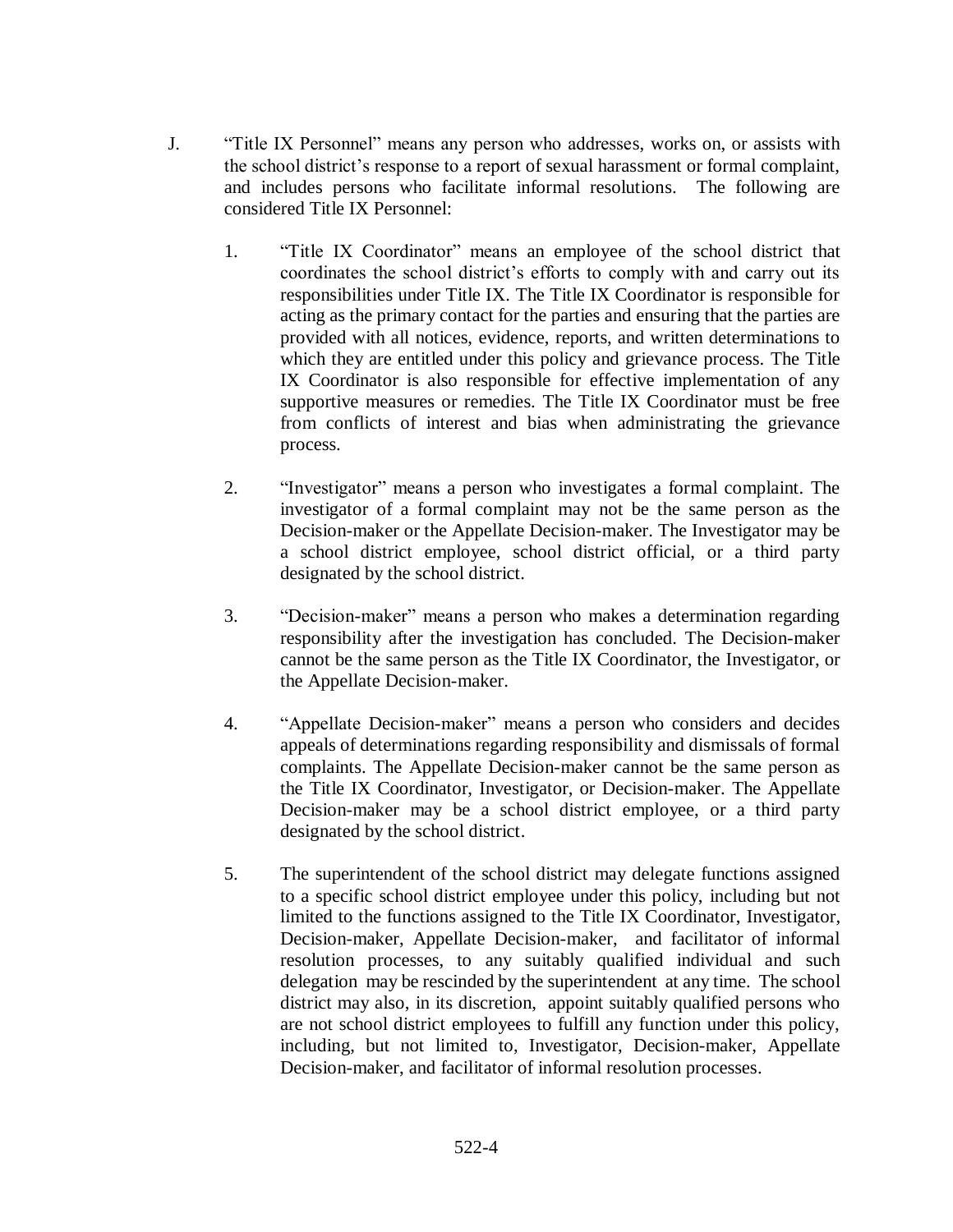J. "Title IX Personnel" means any person who addresses, works on, or assists with the school district's response to a report of sexual harassment or formal complaint, and includes persons who facilitate informal resolutions. The following are considered Title IX Personnel:

1. "Title IX Coordinator" means an employee of the school district that coordinates the school district's efforts to comply with and carry out its responsibilities under Title IX. The Title IX Coordinator is responsible for acting as the primary contact for the parties and ensuring that the parties are provided with all notices, evidence, reports, and written determinations to which they are entitled under this policy and grievance process. The Title IX Coordinator is also responsible for effective implementation of any supportive measures or remedies. The Title IX Coordinator must be free from conflicts of interest and bias when administrating the grievance process.

2. "Investigator" means a person who investigates a formal complaint. The investigator of a formal complaint may not be the same person as the Decision-maker or the Appellate Decision-maker. The Investigator may be a school district employee, school district official, or a third party designated by the school district.

3. "Decision-maker" means a person who makes a determination regarding responsibility after the investigation has concluded. The Decision-maker cannot be the same person as the Title IX Coordinator, the Investigator, or the Appellate Decision-maker.

4. "Appellate Decision-maker" means a person who considers and decides appeals of determinations regarding responsibility and dismissals of formal complaints. The Appellate Decision-maker cannot be the same person as the Title IX Coordinator, Investigator, or Decision-maker. The Appellate Decision-maker may be a school district employee, or a third party designated by the school district.

5. The superintendent of the school district may delegate functions assigned to a specific school district employee under this policy, including but not limited to the functions assigned to the Title IX Coordinator, Investigator, Decision-maker, Appellate Decision-maker, and facilitator of informal resolution processes, to any suitably qualified individual and such delegation may be rescinded by the superintendent at any time. The school district may also, in its discretion, appoint suitably qualified persons who are not school district employees to fulfill any function under this policy, including, but not limited to, Investigator, Decision-maker, Appellate Decision-maker, and facilitator of informal resolution processes.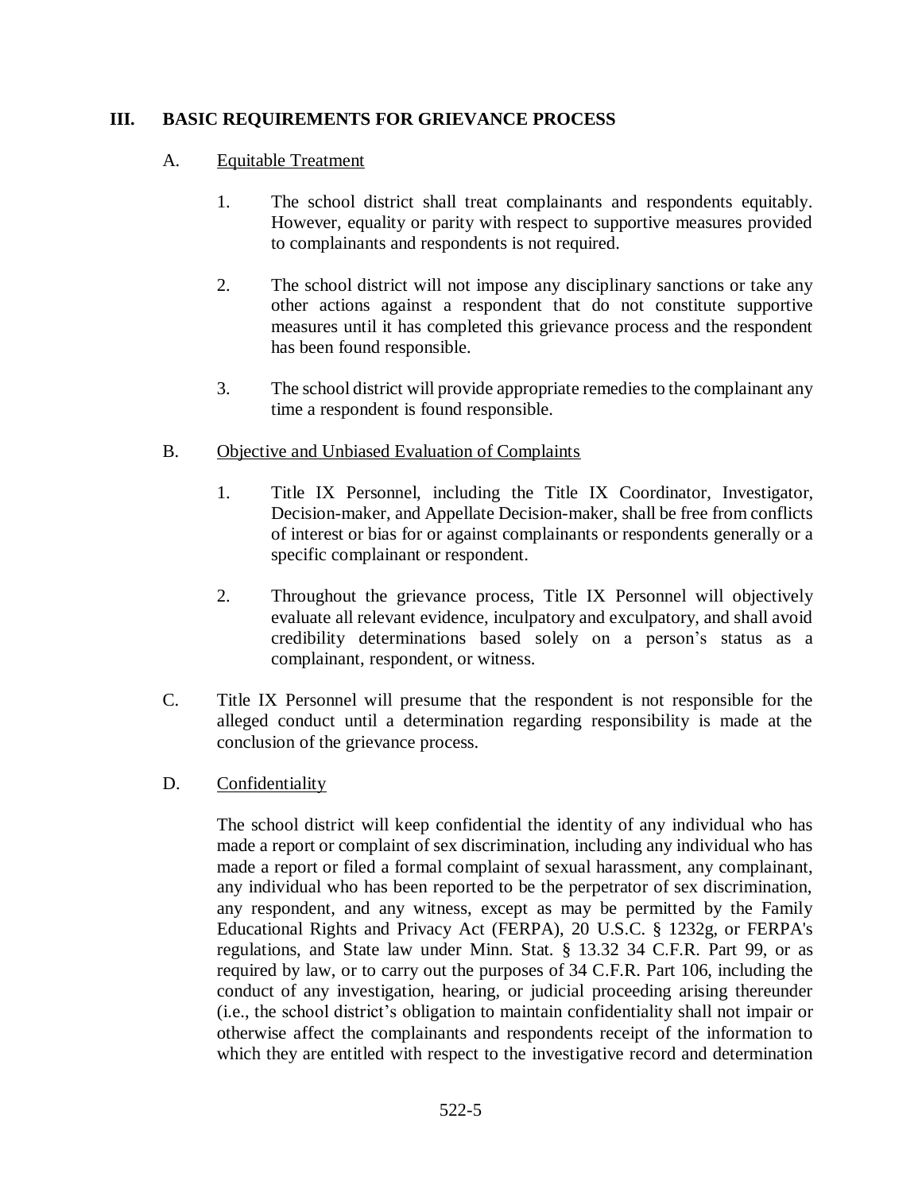## III. BASIC REQUIREMENTS FOR GRIEVANCE PROCESS

### A. Equitable Treatment

1. The school district shall treat complainants and respondents equitably. However, equality or parity with respect to supportive measures provided to complainants and respondents is not required.

2. The school district will not impose any disciplinary sanctions or take any other actions against a respondent that do not constitute supportive measures until it has completed this grievance process and the respondent has been found responsible.

3. The school district will provide appropriate remedies to the complainant any time a respondent is found responsible.

### B. Objective and Unbiased Evaluation of Complaints

1. Title IX Personnel, including the Title IX Coordinator, Investigator, Decision-maker, and Appellate Decision-maker, shall be free from conflicts of interest or bias for or against complainants or respondents generally or a specific complainant or respondent.

2. Throughout the grievance process, Title IX Personnel will objectively evaluate all relevant evidence, inculpatory and exculpatory, and shall avoid credibility determinations based solely on a person's status as a complainant, respondent, or witness.

### C.

Title IX Personnel will presume that the respondent is not responsible for the alleged conduct until a determination regarding responsibility is made at the conclusion of the grievance process.

### D. Confidentiality

The school district will keep confidential the identity of any individual who has made a report or complaint of sex discrimination, including any individual who has made a report or filed a formal complaint of sexual harassment, any complainant, any individual who has been reported to be the perpetrator of sex discrimination, any respondent, and any witness, except as may be permitted by the Family Educational Rights and Privacy Act (FERPA), 20 U.S.C. § 1232g, or FERPA's regulations, and State law under Minn. Stat. § 13.32 34 C.F.R. Part 99, or as required by law, or to carry out the purposes of 34 C.F.R. Part 106, including the conduct of any investigation, hearing, or judicial proceeding arising thereunder (i.e., the school district's obligation to maintain confidentiality shall not impair or otherwise affect the complainants and respondents receipt of the information to which they are entitled with respect to the investigative record and determination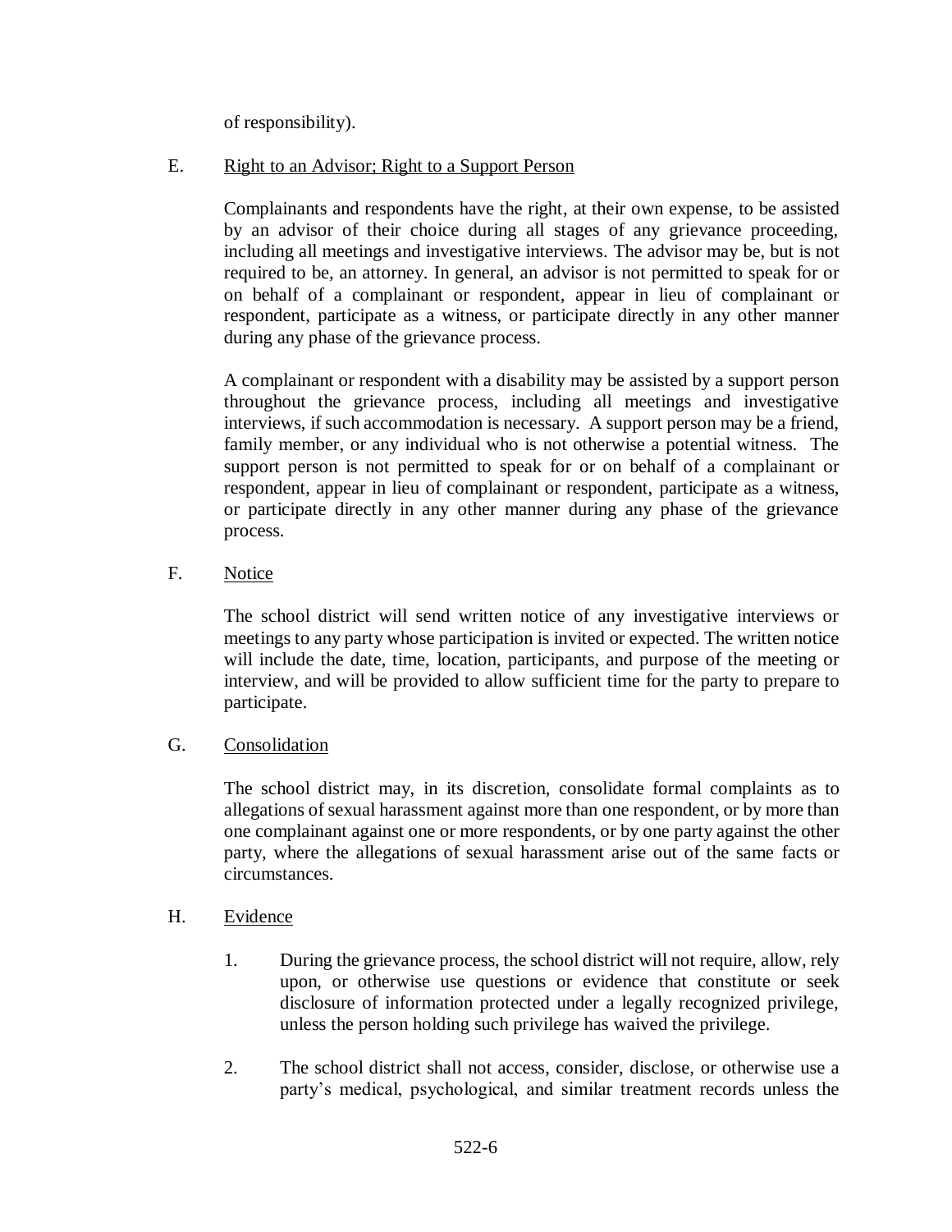of responsibility).

E. Right to an Advisor; Right to a Support Person

Complainants and respondents have the right, at their own expense, to be assisted by an advisor of their choice during all stages of any grievance proceeding, including all meetings and investigative interviews. The advisor may be, but is not required to be, an attorney. In general, an advisor is not permitted to speak for or on behalf of a complainant or respondent, appear in lieu of complainant or respondent, participate as a witness, or participate directly in any other manner during any phase of the grievance process.

A complainant or respondent with a disability may be assisted by a support person throughout the grievance process, including all meetings and investigative interviews, if such accommodation is necessary. A support person may be a friend, family member, or any individual who is not otherwise a potential witness. The support person is not permitted to speak for or on behalf of a complainant or respondent, appear in lieu of complainant or respondent, participate as a witness, or participate directly in any other manner during any phase of the grievance process.

F. Notice

The school district will send written notice of any investigative interviews or meetings to any party whose participation is invited or expected. The written notice will include the date, time, location, participants, and purpose of the meeting or interview, and will be provided to allow sufficient time for the party to prepare to participate.

G. Consolidation

The school district may, in its discretion, consolidate formal complaints as to allegations of sexual harassment against more than one respondent, or by more than one complainant against one or more respondents, or by one party against the other party, where the allegations of sexual harassment arise out of the same facts or circumstances.

H. Evidence

1. During the grievance process, the school district will not require, allow, rely upon, or otherwise use questions or evidence that constitute or seek disclosure of information protected under a legally recognized privilege, unless the person holding such privilege has waived the privilege.

2. The school district shall not access, consider, disclose, or otherwise use a party's medical, psychological, and similar treatment records unless the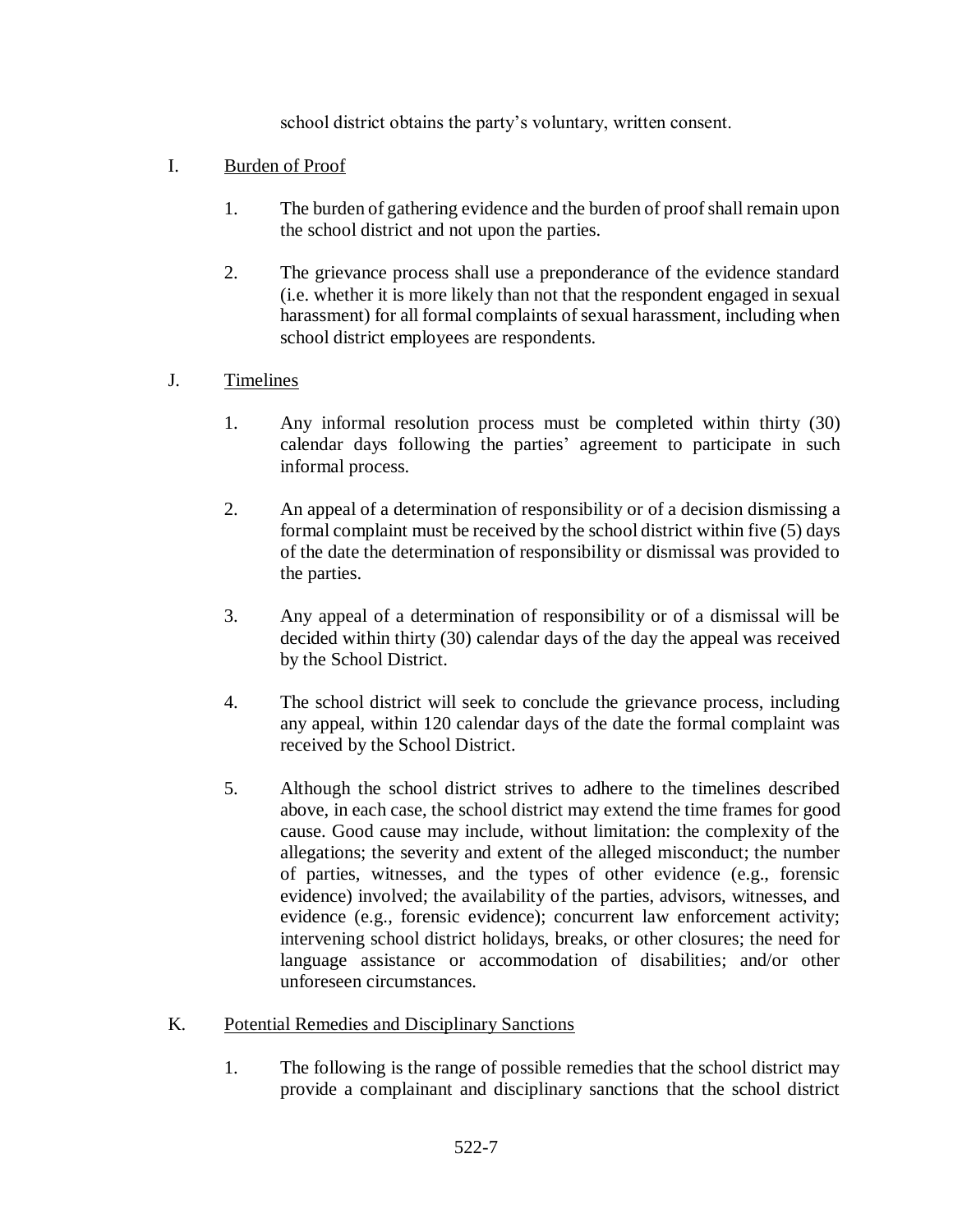school district obtains the party's voluntary, written consent.

I. Burden of Proof

1. The burden of gathering evidence and the burden of proof shall remain upon the school district and not upon the parties.

2. The grievance process shall use a preponderance of the evidence standard (i.e. whether it is more likely than not that the respondent engaged in sexual harassment) for all formal complaints of sexual harassment, including when school district employees are respondents.

J. Timelines

1. Any informal resolution process must be completed within thirty (30) calendar days following the parties' agreement to participate in such informal process.

2. An appeal of a determination of responsibility or of a decision dismissing a formal complaint must be received by the school district within five (5) days of the date the determination of responsibility or dismissal was provided to the parties.

3. Any appeal of a determination of responsibility or of a dismissal will be decided within thirty (30) calendar days of the day the appeal was received by the School District.

4. The school district will seek to conclude the grievance process, including any appeal, within 120 calendar days of the date the formal complaint was received by the School District.

5. Although the school district strives to adhere to the timelines described above, in each case, the school district may extend the time frames for good cause. Good cause may include, without limitation: the complexity of the allegations; the severity and extent of the alleged misconduct; the number of parties, witnesses, and the types of other evidence (e.g., forensic evidence) involved; the availability of the parties, advisors, witnesses, and evidence (e.g., forensic evidence); concurrent law enforcement activity; intervening school district holidays, breaks, or other closures; the need for language assistance or accommodation of disabilities; and/or other unforeseen circumstances.

K. Potential Remedies and Disciplinary Sanctions

1. The following is the range of possible remedies that the school district may provide a complainant and disciplinary sanctions that the school district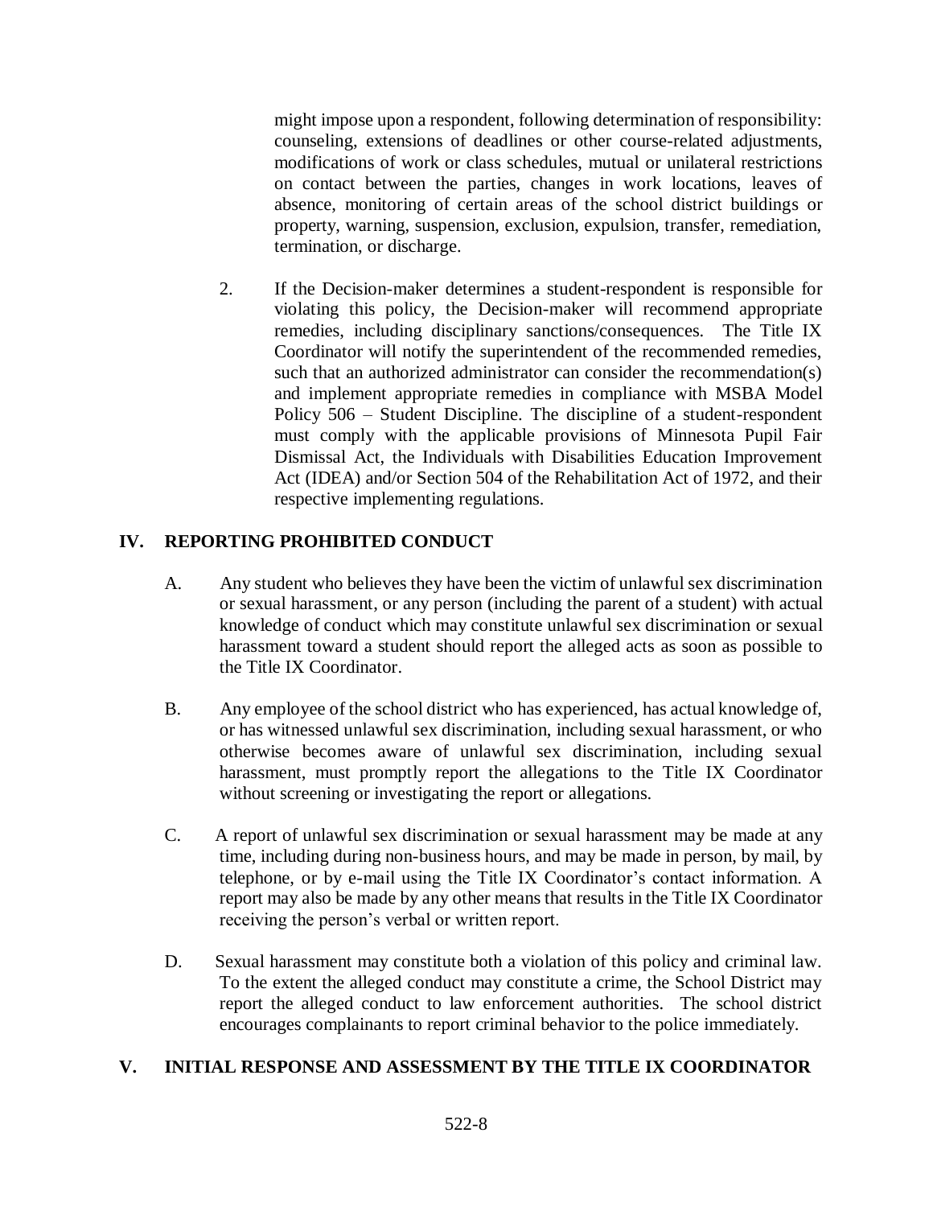might impose upon a respondent, following determination of responsibility: counseling, extensions of deadlines or other course-related adjustments, modifications of work or class schedules, mutual or unilateral restrictions on contact between the parties, changes in work locations, leaves of absence, monitoring of certain areas of the school district buildings or property, warning, suspension, exclusion, expulsion, transfer, remediation, termination, or discharge.

2. If the Decision-maker determines a student-respondent is responsible for violating this policy, the Decision-maker will recommend appropriate remedies, including disciplinary sanctions/consequences. The Title IX Coordinator will notify the superintendent of the recommended remedies, such that an authorized administrator can consider the recommendation(s) and implement appropriate remedies in compliance with MSBA Model Policy 506 – Student Discipline. The discipline of a student-respondent must comply with the applicable provisions of Minnesota Pupil Fair Dismissal Act, the Individuals with Disabilities Education Improvement Act (IDEA) and/or Section 504 of the Rehabilitation Act of 1972, and their respective implementing regulations.

## IV. REPORTING PROHIBITED CONDUCT

A. Any student who believes they have been the victim of unlawful sex discrimination or sexual harassment, or any person (including the parent of a student) with actual knowledge of conduct which may constitute unlawful sex discrimination or sexual harassment toward a student should report the alleged acts as soon as possible to the Title IX Coordinator.

B. Any employee of the school district who has experienced, has actual knowledge of, or has witnessed unlawful sex discrimination, including sexual harassment, or who otherwise becomes aware of unlawful sex discrimination, including sexual harassment, must promptly report the allegations to the Title IX Coordinator without screening or investigating the report or allegations.

C. A report of unlawful sex discrimination or sexual harassment may be made at any time, including during non-business hours, and may be made in person, by mail, by telephone, or by e-mail using the Title IX Coordinator's contact information. A report may also be made by any other means that results in the Title IX Coordinator receiving the person's verbal or written report.

D. Sexual harassment may constitute both a violation of this policy and criminal law. To the extent the alleged conduct may constitute a crime, the School District may report the alleged conduct to law enforcement authorities. The school district encourages complainants to report criminal behavior to the police immediately.

## V. INITIAL RESPONSE AND ASSESSMENT BY THE TITLE IX COORDINATOR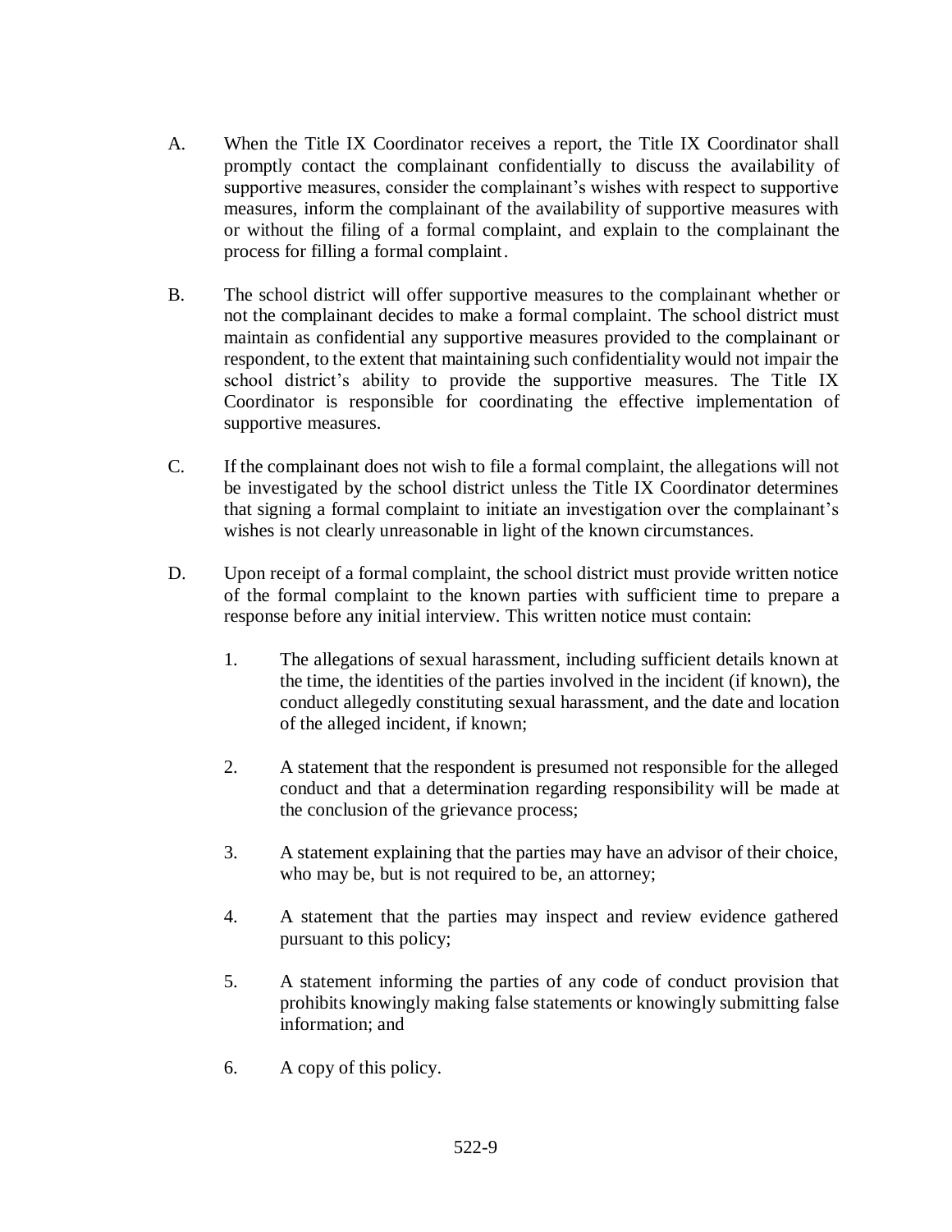A. When the Title IX Coordinator receives a report, the Title IX Coordinator shall promptly contact the complainant confidentially to discuss the availability of supportive measures, consider the complainant's wishes with respect to supportive measures, inform the complainant of the availability of supportive measures with or without the filing of a formal complaint, and explain to the complainant the process for filling a formal complaint.

B. The school district will offer supportive measures to the complainant whether or not the complainant decides to make a formal complaint. The school district must maintain as confidential any supportive measures provided to the complainant or respondent, to the extent that maintaining such confidentiality would not impair the school district's ability to provide the supportive measures. The Title IX Coordinator is responsible for coordinating the effective implementation of supportive measures.

C. If the complainant does not wish to file a formal complaint, the allegations will not be investigated by the school district unless the Title IX Coordinator determines that signing a formal complaint to initiate an investigation over the complainant's wishes is not clearly unreasonable in light of the known circumstances.

D. Upon receipt of a formal complaint, the school district must provide written notice of the formal complaint to the known parties with sufficient time to prepare a response before any initial interview. This written notice must contain:

   1. The allegations of sexual harassment, including sufficient details known at the time, the identities of the parties involved in the incident (if known), the conduct allegedly constituting sexual harassment, and the date and location of the alleged incident, if known;

   2. A statement that the respondent is presumed not responsible for the alleged conduct and that a determination regarding responsibility will be made at the conclusion of the grievance process;

   3. A statement explaining that the parties may have an advisor of their choice, who may be, but is not required to be, an attorney;

   4. A statement that the parties may inspect and review evidence gathered pursuant to this policy;

   5. A statement informing the parties of any code of conduct provision that prohibits knowingly making false statements or knowingly submitting false information; and

   6. A copy of this policy.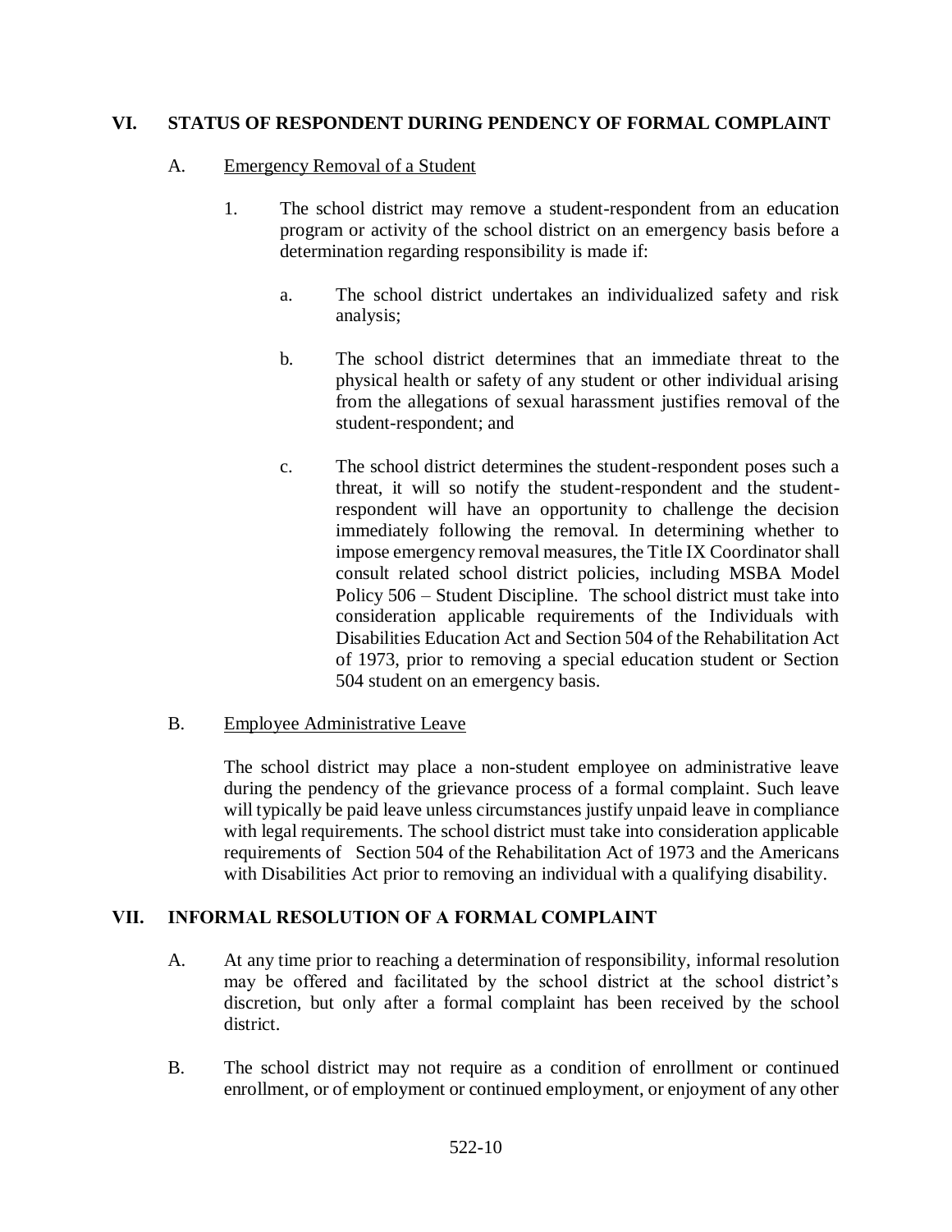## VI. STATUS OF RESPONDENT DURING PENDENCY OF FORMAL COMPLAINT

A. Emergency Removal of a Student

1. The school district may remove a student-respondent from an education program or activity of the school district on an emergency basis before a determination regarding responsibility is made if:

   a. The school district undertakes an individualized safety and risk analysis;

   b. The school district determines that an immediate threat to the physical health or safety of any student or other individual arising from the allegations of sexual harassment justifies removal of the student-respondent; and

   c. The school district determines the student-respondent poses such a threat, it will so notify the student-respondent and the student-respondent will have an opportunity to challenge the decision immediately following the removal. In determining whether to impose emergency removal measures, the Title IX Coordinator shall consult related school district policies, including MSBA Model Policy 506 – Student Discipline. The school district must take into consideration applicable requirements of the Individuals with Disabilities Education Act and Section 504 of the Rehabilitation Act of 1973, prior to removing a special education student or Section 504 student on an emergency basis.

B. Employee Administrative Leave

The school district may place a non-student employee on administrative leave during the pendency of the grievance process of a formal complaint. Such leave will typically be paid leave unless circumstances justify unpaid leave in compliance with legal requirements. The school district must take into consideration applicable requirements of Section 504 of the Rehabilitation Act of 1973 and the Americans with Disabilities Act prior to removing an individual with a qualifying disability.

## VII. INFORMAL RESOLUTION OF A FORMAL COMPLAINT

A. At any time prior to reaching a determination of responsibility, informal resolution may be offered and facilitated by the school district at the school district's discretion, but only after a formal complaint has been received by the school district.

B. The school district may not require as a condition of enrollment or continued enrollment, or of employment or continued employment, or enjoyment of any other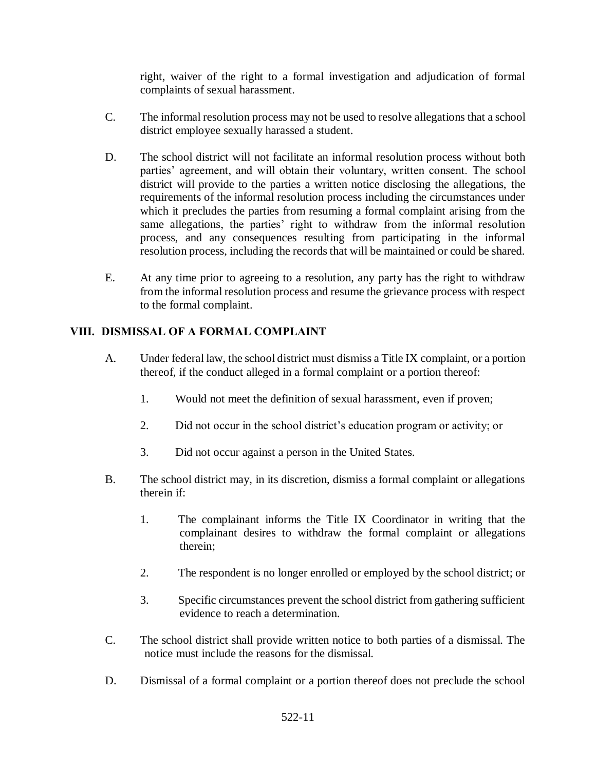right, waiver of the right to a formal investigation and adjudication of formal complaints of sexual harassment.

C. The informal resolution process may not be used to resolve allegations that a school district employee sexually harassed a student.

D. The school district will not facilitate an informal resolution process without both parties' agreement, and will obtain their voluntary, written consent. The school district will provide to the parties a written notice disclosing the allegations, the requirements of the informal resolution process including the circumstances under which it precludes the parties from resuming a formal complaint arising from the same allegations, the parties' right to withdraw from the informal resolution process, and any consequences resulting from participating in the informal resolution process, including the records that will be maintained or could be shared.

E. At any time prior to agreeing to a resolution, any party has the right to withdraw from the informal resolution process and resume the grievance process with respect to the formal complaint.

## VIII. DISMISSAL OF A FORMAL COMPLAINT

A. Under federal law, the school district must dismiss a Title IX complaint, or a portion thereof, if the conduct alleged in a formal complaint or a portion thereof:

1. Would not meet the definition of sexual harassment, even if proven;
2. Did not occur in the school district's education program or activity; or
3. Did not occur against a person in the United States.

B. The school district may, in its discretion, dismiss a formal complaint or allegations therein if:

1. The complainant informs the Title IX Coordinator in writing that the complainant desires to withdraw the formal complaint or allegations therein;
2. The respondent is no longer enrolled or employed by the school district; or
3. Specific circumstances prevent the school district from gathering sufficient evidence to reach a determination.

C. The school district shall provide written notice to both parties of a dismissal. The notice must include the reasons for the dismissal.

D. Dismissal of a formal complaint or a portion thereof does not preclude the school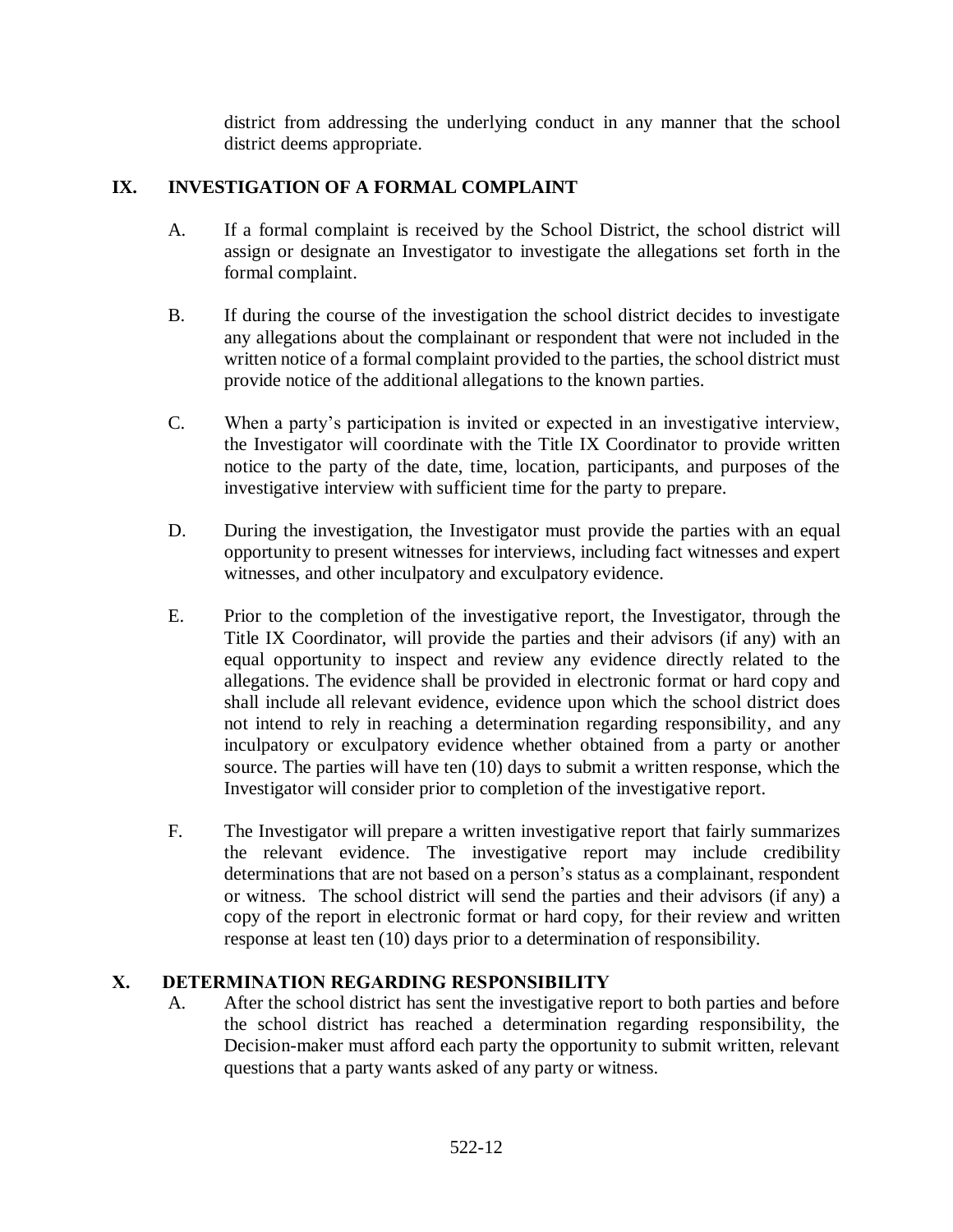district from addressing the underlying conduct in any manner that the school district deems appropriate.

## IX. INVESTIGATION OF A FORMAL COMPLAINT

A. If a formal complaint is received by the School District, the school district will assign or designate an Investigator to investigate the allegations set forth in the formal complaint.

B. If during the course of the investigation the school district decides to investigate any allegations about the complainant or respondent that were not included in the written notice of a formal complaint provided to the parties, the school district must provide notice of the additional allegations to the known parties.

C. When a party's participation is invited or expected in an investigative interview, the Investigator will coordinate with the Title IX Coordinator to provide written notice to the party of the date, time, location, participants, and purposes of the investigative interview with sufficient time for the party to prepare.

D. During the investigation, the Investigator must provide the parties with an equal opportunity to present witnesses for interviews, including fact witnesses and expert witnesses, and other inculpatory and exculpatory evidence.

E. Prior to the completion of the investigative report, the Investigator, through the Title IX Coordinator, will provide the parties and their advisors (if any) with an equal opportunity to inspect and review any evidence directly related to the allegations. The evidence shall be provided in electronic format or hard copy and shall include all relevant evidence, evidence upon which the school district does not intend to rely in reaching a determination regarding responsibility, and any inculpatory or exculpatory evidence whether obtained from a party or another source. The parties will have ten (10) days to submit a written response, which the Investigator will consider prior to completion of the investigative report.

F. The Investigator will prepare a written investigative report that fairly summarizes the relevant evidence. The investigative report may include credibility determinations that are not based on a person's status as a complainant, respondent or witness. The school district will send the parties and their advisors (if any) a copy of the report in electronic format or hard copy, for their review and written response at least ten (10) days prior to a determination of responsibility.

## X. DETERMINATION REGARDING RESPONSIBILITY

A. After the school district has sent the investigative report to both parties and before the school district has reached a determination regarding responsibility, the Decision-maker must afford each party the opportunity to submit written, relevant questions that a party wants asked of any party or witness.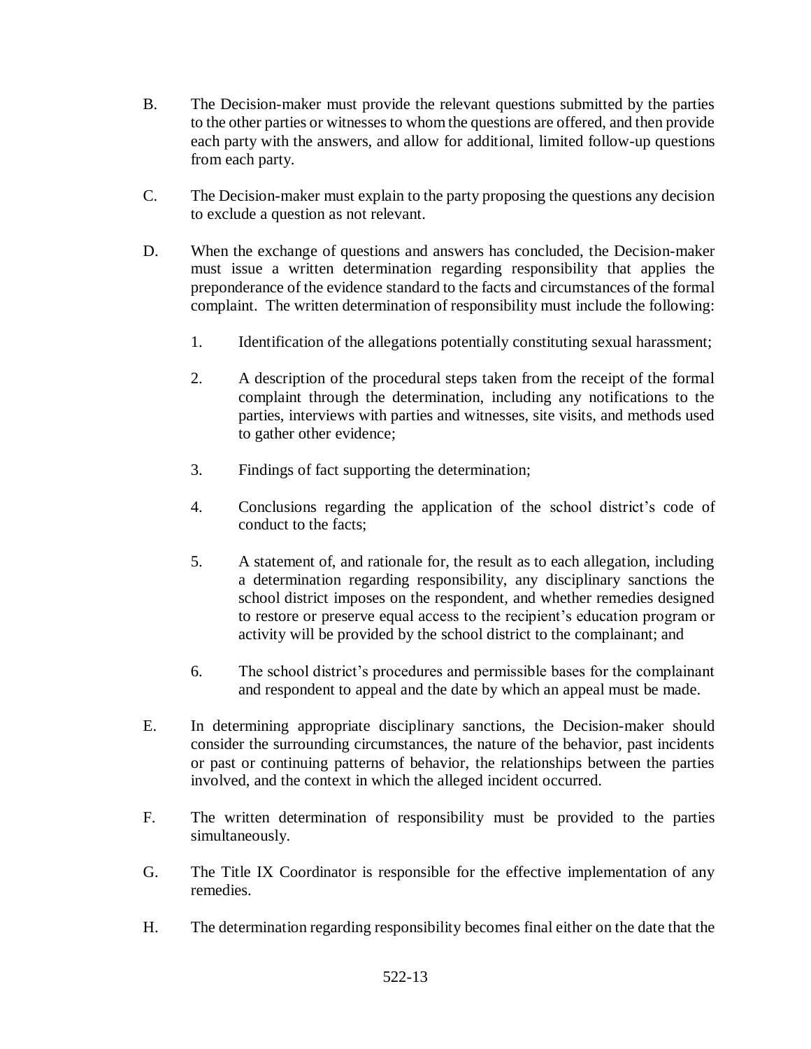B. The Decision-maker must provide the relevant questions submitted by the parties to the other parties or witnesses to whom the questions are offered, and then provide each party with the answers, and allow for additional, limited follow-up questions from each party.

C. The Decision-maker must explain to the party proposing the questions any decision to exclude a question as not relevant.

D. When the exchange of questions and answers has concluded, the Decision-maker must issue a written determination regarding responsibility that applies the preponderance of the evidence standard to the facts and circumstances of the formal complaint. The written determination of responsibility must include the following:

  1. Identification of the allegations potentially constituting sexual harassment;

  2. A description of the procedural steps taken from the receipt of the formal complaint through the determination, including any notifications to the parties, interviews with parties and witnesses, site visits, and methods used to gather other evidence;

  3. Findings of fact supporting the determination;

  4. Conclusions regarding the application of the school district's code of conduct to the facts;

  5. A statement of, and rationale for, the result as to each allegation, including a determination regarding responsibility, any disciplinary sanctions the school district imposes on the respondent, and whether remedies designed to restore or preserve equal access to the recipient's education program or activity will be provided by the school district to the complainant; and

  6. The school district's procedures and permissible bases for the complainant and respondent to appeal and the date by which an appeal must be made.

E. In determining appropriate disciplinary sanctions, the Decision-maker should consider the surrounding circumstances, the nature of the behavior, past incidents or past or continuing patterns of behavior, the relationships between the parties involved, and the context in which the alleged incident occurred.

F. The written determination of responsibility must be provided to the parties simultaneously.

G. The Title IX Coordinator is responsible for the effective implementation of any remedies.

H. The determination regarding responsibility becomes final either on the date that the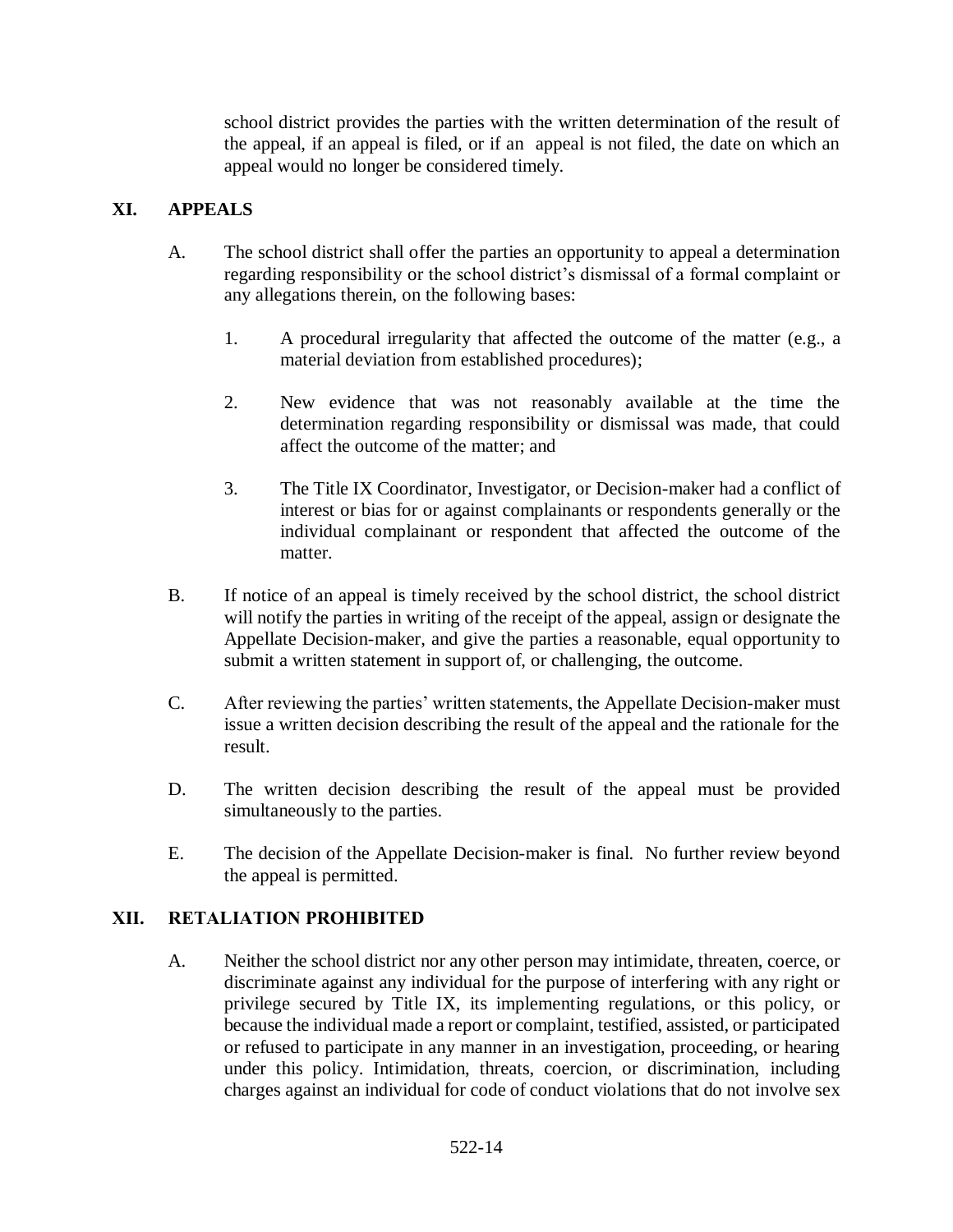school district provides the parties with the written determination of the result of the appeal, if an appeal is filed, or if an appeal is not filed, the date on which an appeal would no longer be considered timely.

## XI. APPEALS

A. The school district shall offer the parties an opportunity to appeal a determination regarding responsibility or the school district's dismissal of a formal complaint or any allegations therein, on the following bases:

1. A procedural irregularity that affected the outcome of the matter (e.g., a material deviation from established procedures);

2. New evidence that was not reasonably available at the time the determination regarding responsibility or dismissal was made, that could affect the outcome of the matter; and

3. The Title IX Coordinator, Investigator, or Decision-maker had a conflict of interest or bias for or against complainants or respondents generally or the individual complainant or respondent that affected the outcome of the matter.

B. If notice of an appeal is timely received by the school district, the school district will notify the parties in writing of the receipt of the appeal, assign or designate the Appellate Decision-maker, and give the parties a reasonable, equal opportunity to submit a written statement in support of, or challenging, the outcome.

C. After reviewing the parties' written statements, the Appellate Decision-maker must issue a written decision describing the result of the appeal and the rationale for the result.

D. The written decision describing the result of the appeal must be provided simultaneously to the parties.

E. The decision of the Appellate Decision-maker is final. No further review beyond the appeal is permitted.

## XII. RETALIATION PROHIBITED

A. Neither the school district nor any other person may intimidate, threaten, coerce, or discriminate against any individual for the purpose of interfering with any right or privilege secured by Title IX, its implementing regulations, or this policy, or because the individual made a report or complaint, testified, assisted, or participated or refused to participate in any manner in an investigation, proceeding, or hearing under this policy. Intimidation, threats, coercion, or discrimination, including charges against an individual for code of conduct violations that do not involve sex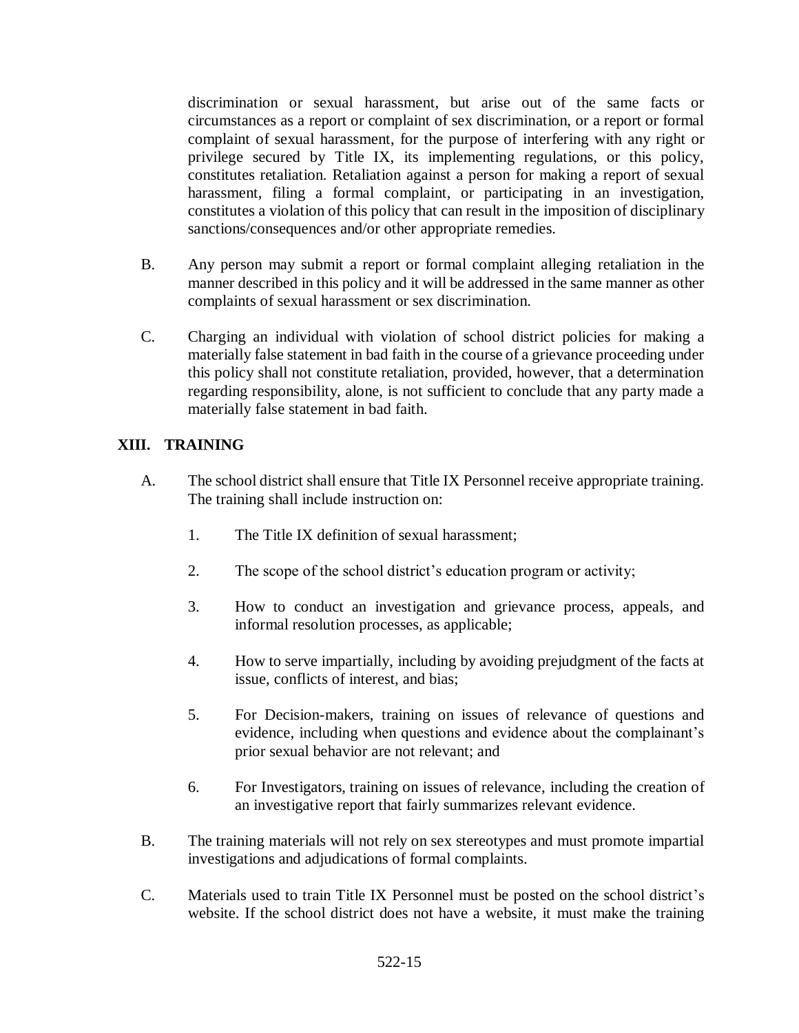discrimination or sexual harassment, but arise out of the same facts or circumstances as a report or complaint of sex discrimination, or a report or formal complaint of sexual harassment, for the purpose of interfering with any right or privilege secured by Title IX, its implementing regulations, or this policy, constitutes retaliation. Retaliation against a person for making a report of sexual harassment, filing a formal complaint, or participating in an investigation, constitutes a violation of this policy that can result in the imposition of disciplinary sanctions/consequences and/or other appropriate remedies.

B. Any person may submit a report or formal complaint alleging retaliation in the manner described in this policy and it will be addressed in the same manner as other complaints of sexual harassment or sex discrimination.

C. Charging an individual with violation of school district policies for making a materially false statement in bad faith in the course of a grievance proceeding under this policy shall not constitute retaliation, provided, however, that a determination regarding responsibility, alone, is not sufficient to conclude that any party made a materially false statement in bad faith.

## XIII. TRAINING

A. The school district shall ensure that Title IX Personnel receive appropriate training. The training shall include instruction on:

1. The Title IX definition of sexual harassment;

2. The scope of the school district's education program or activity;

3. How to conduct an investigation and grievance process, appeals, and informal resolution processes, as applicable;

4. How to serve impartially, including by avoiding prejudgment of the facts at issue, conflicts of interest, and bias;

5. For Decision-makers, training on issues of relevance of questions and evidence, including when questions and evidence about the complainant's prior sexual behavior are not relevant; and

6. For Investigators, training on issues of relevance, including the creation of an investigative report that fairly summarizes relevant evidence.

B. The training materials will not rely on sex stereotypes and must promote impartial investigations and adjudications of formal complaints.

C. Materials used to train Title IX Personnel must be posted on the school district's website. If the school district does not have a website, it must make the training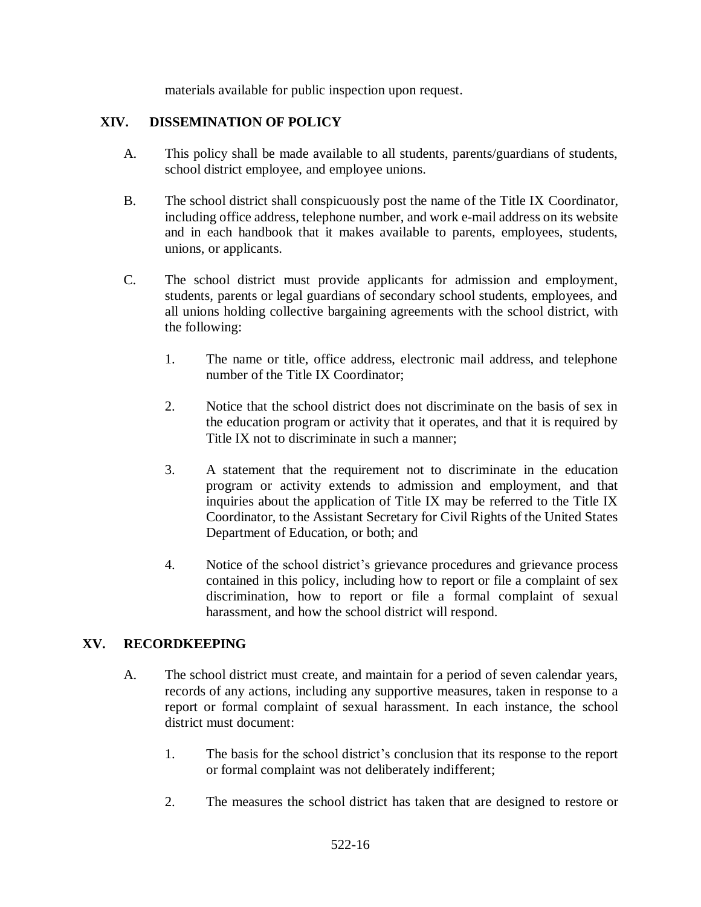materials available for public inspection upon request.

## XIV. DISSEMINATION OF POLICY

A. This policy shall be made available to all students, parents/guardians of students, school district employee, and employee unions.

B. The school district shall conspicuously post the name of the Title IX Coordinator, including office address, telephone number, and work e-mail address on its website and in each handbook that it makes available to parents, employees, students, unions, or applicants.

C. The school district must provide applicants for admission and employment, students, parents or legal guardians of secondary school students, employees, and all unions holding collective bargaining agreements with the school district, with the following:

1. The name or title, office address, electronic mail address, and telephone number of the Title IX Coordinator;

2. Notice that the school district does not discriminate on the basis of sex in the education program or activity that it operates, and that it is required by Title IX not to discriminate in such a manner;

3. A statement that the requirement not to discriminate in the education program or activity extends to admission and employment, and that inquiries about the application of Title IX may be referred to the Title IX Coordinator, to the Assistant Secretary for Civil Rights of the United States Department of Education, or both; and

4. Notice of the school district's grievance procedures and grievance process contained in this policy, including how to report or file a complaint of sex discrimination, how to report or file a formal complaint of sexual harassment, and how the school district will respond.

## XV. RECORDKEEPING

A. The school district must create, and maintain for a period of seven calendar years, records of any actions, including any supportive measures, taken in response to a report or formal complaint of sexual harassment. In each instance, the school district must document:

1. The basis for the school district's conclusion that its response to the report or formal complaint was not deliberately indifferent;

2. The measures the school district has taken that are designed to restore or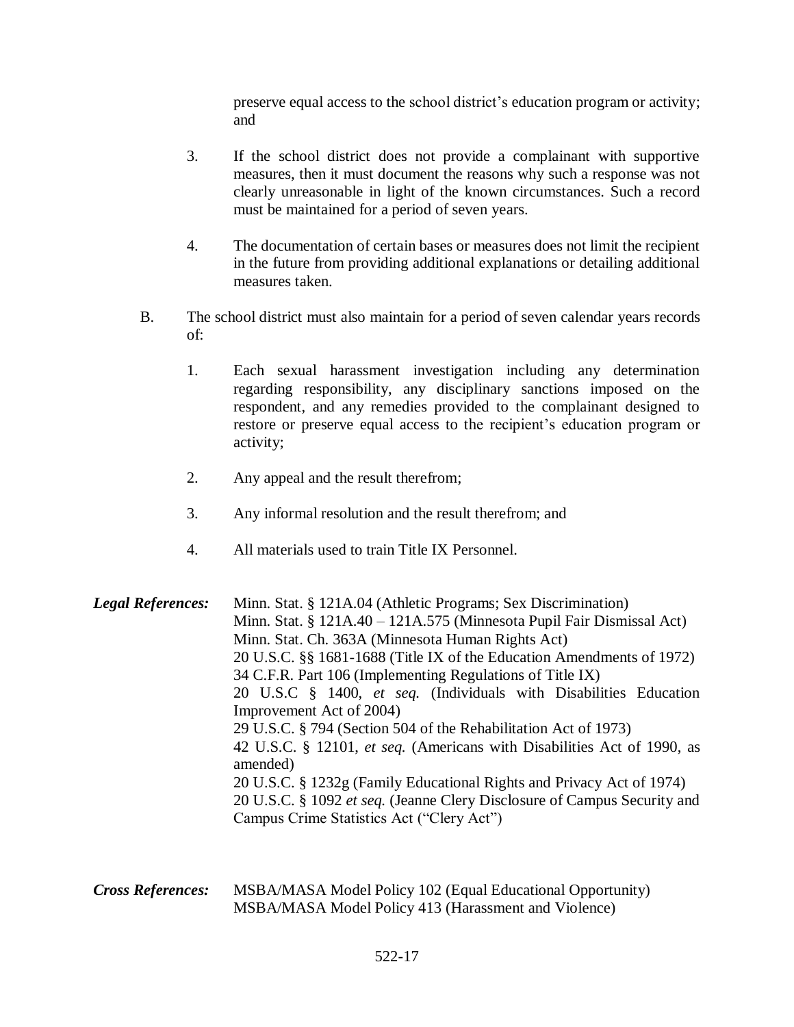preserve equal access to the school district's education program or activity; and

3. If the school district does not provide a complainant with supportive measures, then it must document the reasons why such a response was not clearly unreasonable in light of the known circumstances. Such a record must be maintained for a period of seven years.

4. The documentation of certain bases or measures does not limit the recipient in the future from providing additional explanations or detailing additional measures taken.

B. The school district must also maintain for a period of seven calendar years records of:

   1. Each sexual harassment investigation including any determination regarding responsibility, any disciplinary sanctions imposed on the respondent, and any remedies provided to the complainant designed to restore or preserve equal access to the recipient's education program or activity;

   2. Any appeal and the result therefrom;

   3. Any informal resolution and the result therefrom; and

   4. All materials used to train Title IX Personnel.

***Legal References:***

Minn. Stat. § 121A.04 (Athletic Programs; Sex Discrimination)
Minn. Stat. § 121A.40 – 121A.575 (Minnesota Pupil Fair Dismissal Act)
Minn. Stat. Ch. 363A (Minnesota Human Rights Act)
20 U.S.C. §§ 1681-1688 (Title IX of the Education Amendments of 1972)
34 C.F.R. Part 106 (Implementing Regulations of Title IX)
20 U.S.C § 1400, *et seq.* (Individuals with Disabilities Education Improvement Act of 2004)
29 U.S.C. § 794 (Section 504 of the Rehabilitation Act of 1973)
42 U.S.C. § 12101, *et seq.* (Americans with Disabilities Act of 1990, as amended)
20 U.S.C. § 1232g (Family Educational Rights and Privacy Act of 1974)
20 U.S.C. § 1092 *et seq.* (Jeanne Clery Disclosure of Campus Security and Campus Crime Statistics Act ("Clery Act")

***Cross References:***

MSBA/MASA Model Policy 102 (Equal Educational Opportunity)
MSBA/MASA Model Policy 413 (Harassment and Violence)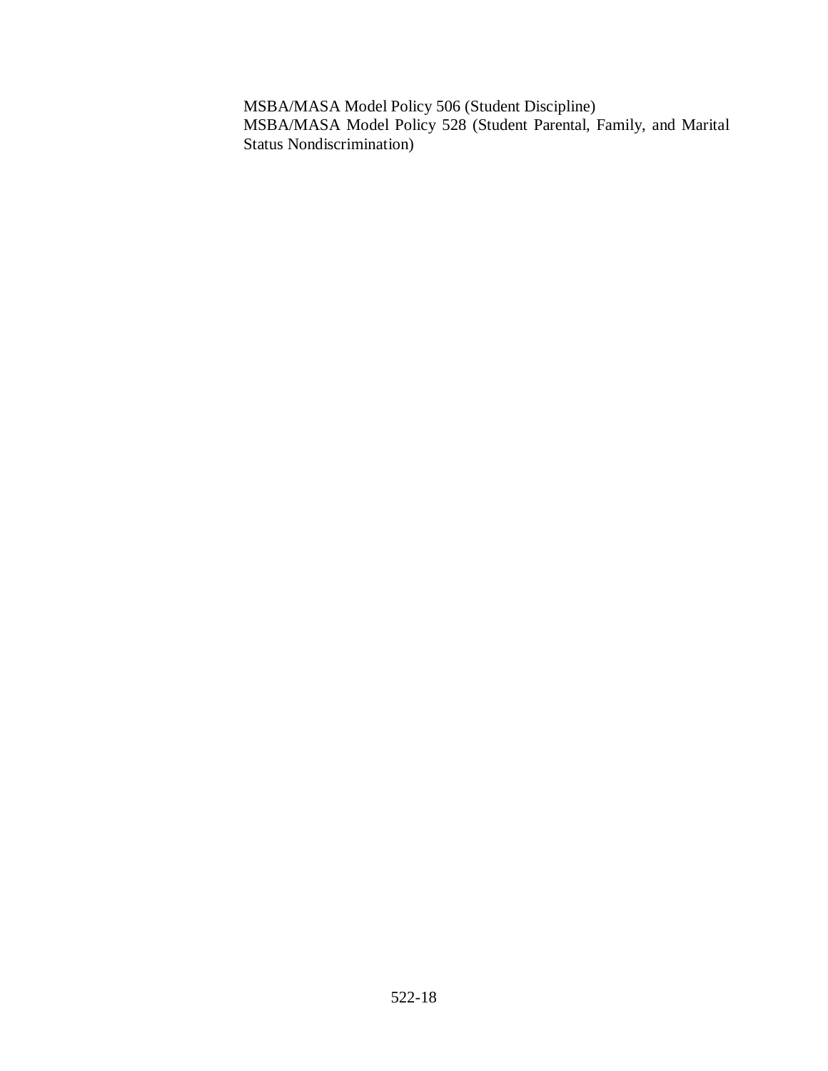MSBA/MASA Model Policy 506 (Student Discipline)
MSBA/MASA Model Policy 528 (Student Parental, Family, and Marital Status Nondiscrimination)